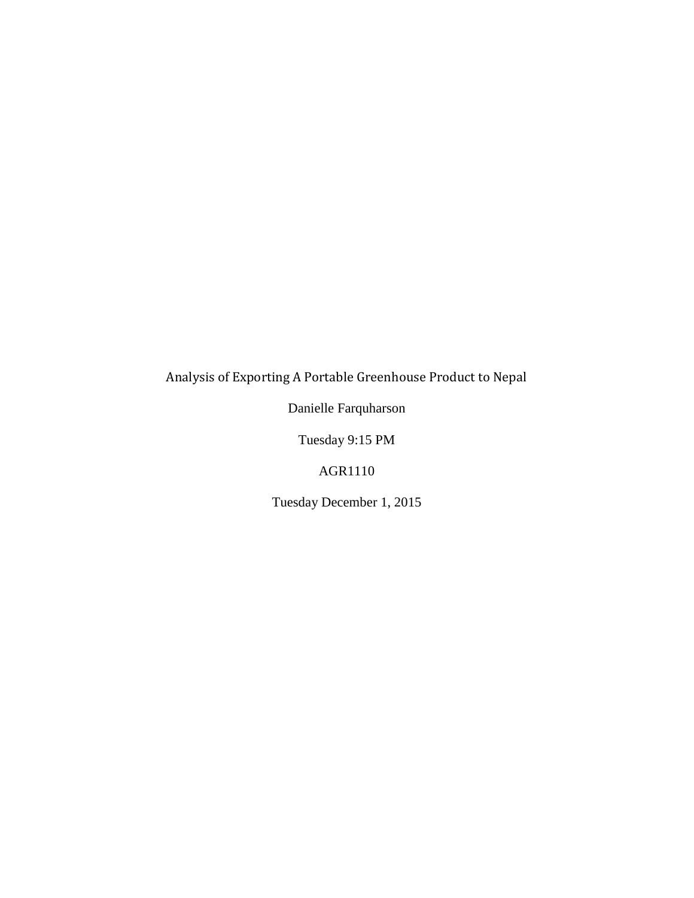Analysis of Exporting A Portable Greenhouse Product to Nepal

Danielle Farquharson

Tuesday 9:15 PM

AGR1110

Tuesday December 1, 2015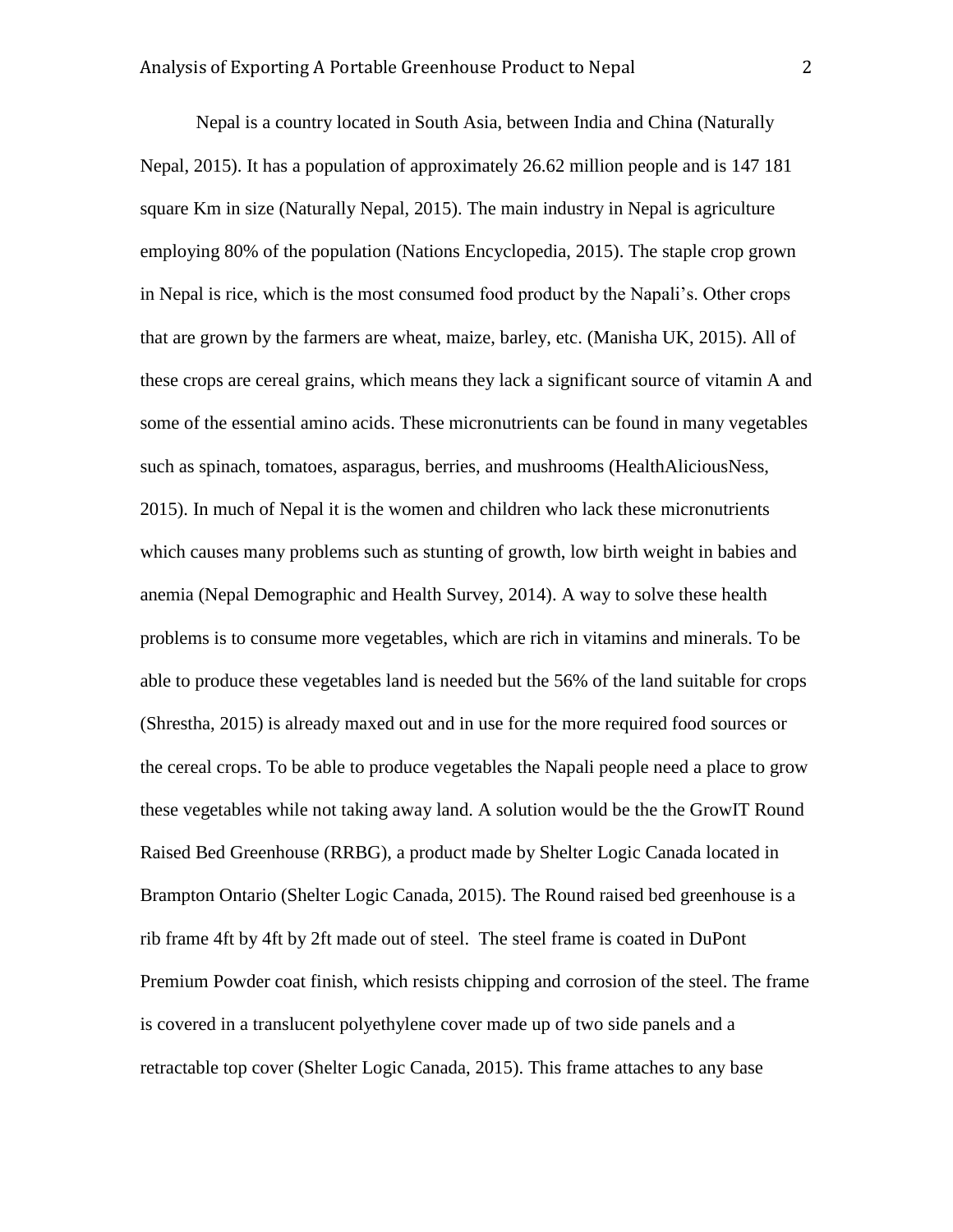Nepal is a country located in South Asia, between India and China (Naturally Nepal, 2015). It has a population of approximately 26.62 million people and is 147 181 square Km in size (Naturally Nepal, 2015). The main industry in Nepal is agriculture employing 80% of the population (Nations Encyclopedia, 2015). The staple crop grown in Nepal is rice, which is the most consumed food product by the Napali's. Other crops that are grown by the farmers are wheat, maize, barley, etc. (Manisha UK, 2015). All of these crops are cereal grains, which means they lack a significant source of vitamin A and some of the essential amino acids. These micronutrients can be found in many vegetables such as spinach, tomatoes, asparagus, berries, and mushrooms (HealthAliciousNess, 2015). In much of Nepal it is the women and children who lack these micronutrients which causes many problems such as stunting of growth, low birth weight in babies and anemia (Nepal Demographic and Health Survey, 2014). A way to solve these health problems is to consume more vegetables, which are rich in vitamins and minerals. To be able to produce these vegetables land is needed but the 56% of the land suitable for crops (Shrestha, 2015) is already maxed out and in use for the more required food sources or the cereal crops. To be able to produce vegetables the Napali people need a place to grow these vegetables while not taking away land. A solution would be the the GrowIT Round Raised Bed Greenhouse (RRBG), a product made by Shelter Logic Canada located in Brampton Ontario (Shelter Logic Canada, 2015). The Round raised bed greenhouse is a rib frame 4ft by 4ft by 2ft made out of steel. The steel frame is coated in DuPont Premium Powder coat finish, which resists chipping and corrosion of the steel. The frame is covered in a translucent polyethylene cover made up of two side panels and a retractable top cover (Shelter Logic Canada, 2015). This frame attaches to any base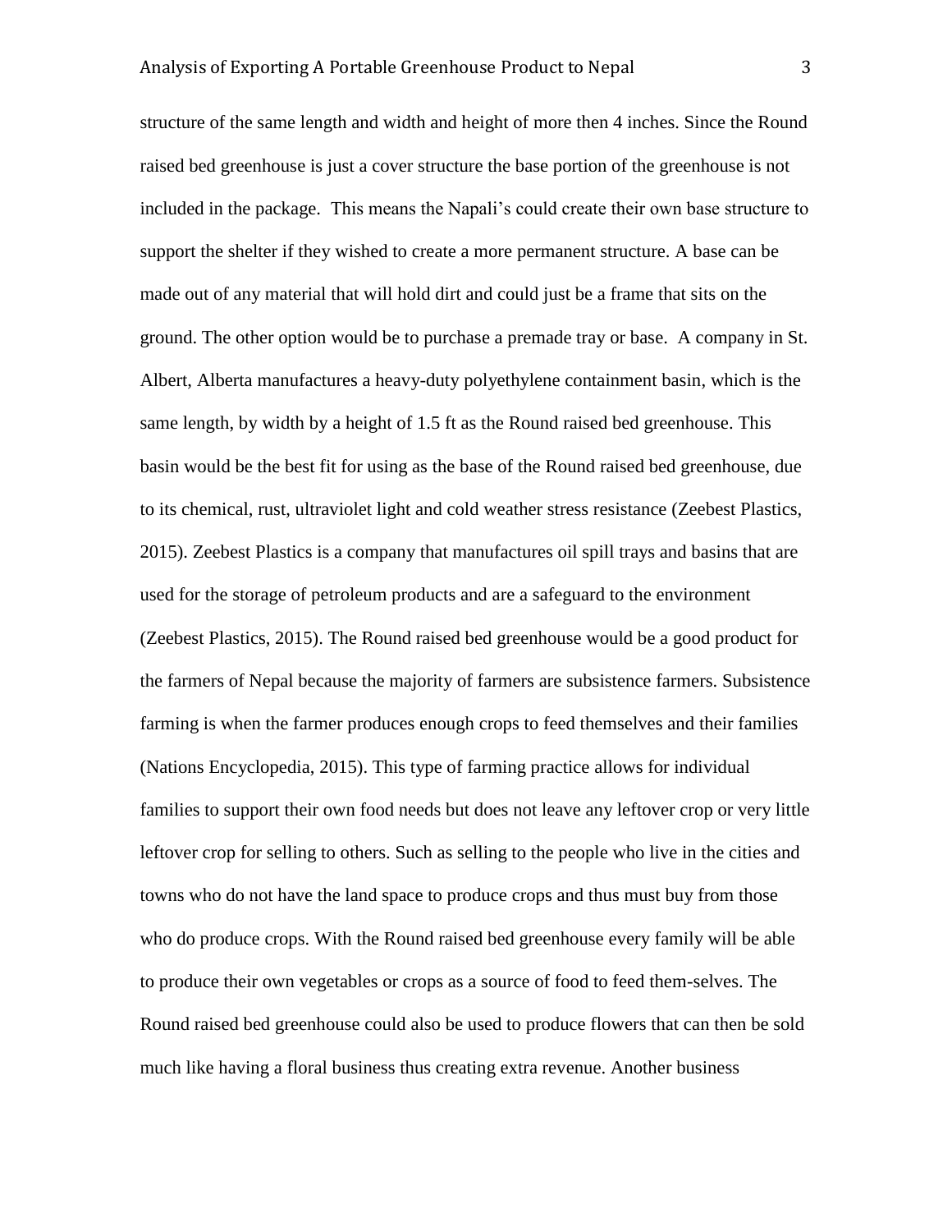structure of the same length and width and height of more then 4 inches. Since the Round raised bed greenhouse is just a cover structure the base portion of the greenhouse is not included in the package.  This means the Napali's could create their own base structure to support the shelter if they wished to create a more permanent structure. A base can be made out of any material that will hold dirt and could just be a frame that sits on the ground. The other option would be to purchase a premade tray or base.  A company in St. Albert, Alberta manufactures a heavy-duty polyethylene containment basin, which is the same length, by width by a height of 1.5 ft as the Round raised bed greenhouse. This basin would be the best fit for using as the base of the Round raised bed greenhouse, due to its chemical, rust, ultraviolet light and cold weather stress resistance (Zeebest Plastics, 2015). Zeebest Plastics is a company that manufactures oil spill trays and basins that are used for the storage of petroleum products and are a safeguard to the environment (Zeebest Plastics, 2015). The Round raised bed greenhouse would be a good product for the farmers of Nepal because the majority of farmers are subsistence farmers. Subsistence farming is when the farmer produces enough crops to feed themselves and their families (Nations Encyclopedia, 2015). This type of farming practice allows for individual families to support their own food needs but does not leave any leftover crop or very little leftover crop for selling to others. Such as selling to the people who live in the cities and towns who do not have the land space to produce crops and thus must buy from those who do produce crops. With the Round raised bed greenhouse every family will be able to produce their own vegetables or crops as a source of food to feed them-selves. The Round raised bed greenhouse could also be used to produce flowers that can then be sold much like having a floral business thus creating extra revenue. Another business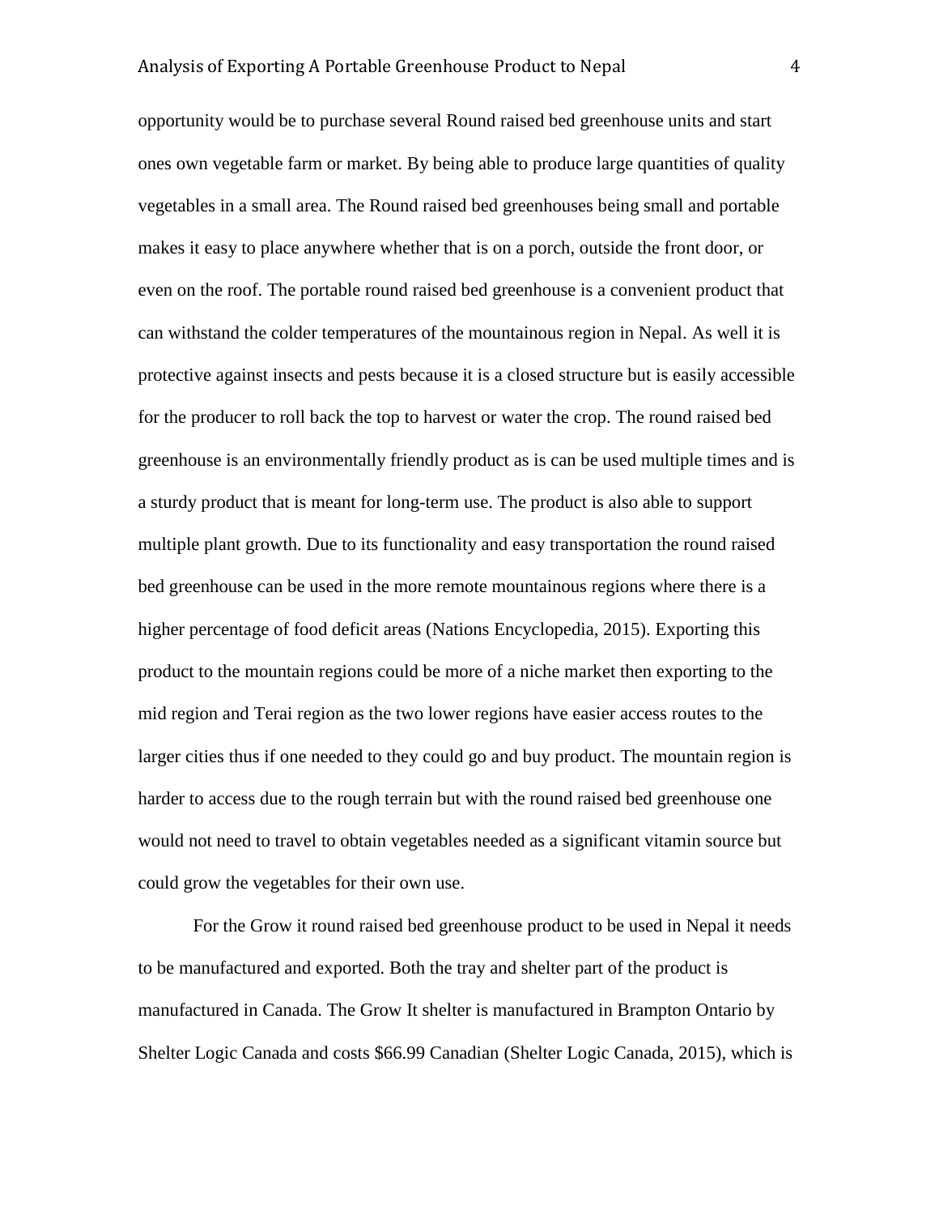opportunity would be to purchase several Round raised bed greenhouse units and start ones own vegetable farm or market. By being able to produce large quantities of quality vegetables in a small area. The Round raised bed greenhouses being small and portable makes it easy to place anywhere whether that is on a porch, outside the front door, or even on the roof. The portable round raised bed greenhouse is a convenient product that can withstand the colder temperatures of the mountainous region in Nepal. As well it is protective against insects and pests because it is a closed structure but is easily accessible for the producer to roll back the top to harvest or water the crop. The round raised bed greenhouse is an environmentally friendly product as is can be used multiple times and is a sturdy product that is meant for long-term use. The product is also able to support multiple plant growth. Due to its functionality and easy transportation the round raised bed greenhouse can be used in the more remote mountainous regions where there is a higher percentage of food deficit areas (Nations Encyclopedia, 2015). Exporting this product to the mountain regions could be more of a niche market then exporting to the mid region and Terai region as the two lower regions have easier access routes to the larger cities thus if one needed to they could go and buy product. The mountain region is harder to access due to the rough terrain but with the round raised bed greenhouse one would not need to travel to obtain vegetables needed as a significant vitamin source but could grow the vegetables for their own use.

For the Grow it round raised bed greenhouse product to be used in Nepal it needs to be manufactured and exported. Both the tray and shelter part of the product is manufactured in Canada. The Grow It shelter is manufactured in Brampton Ontario by Shelter Logic Canada and costs $66.99 Canadian (Shelter Logic Canada, 2015), which is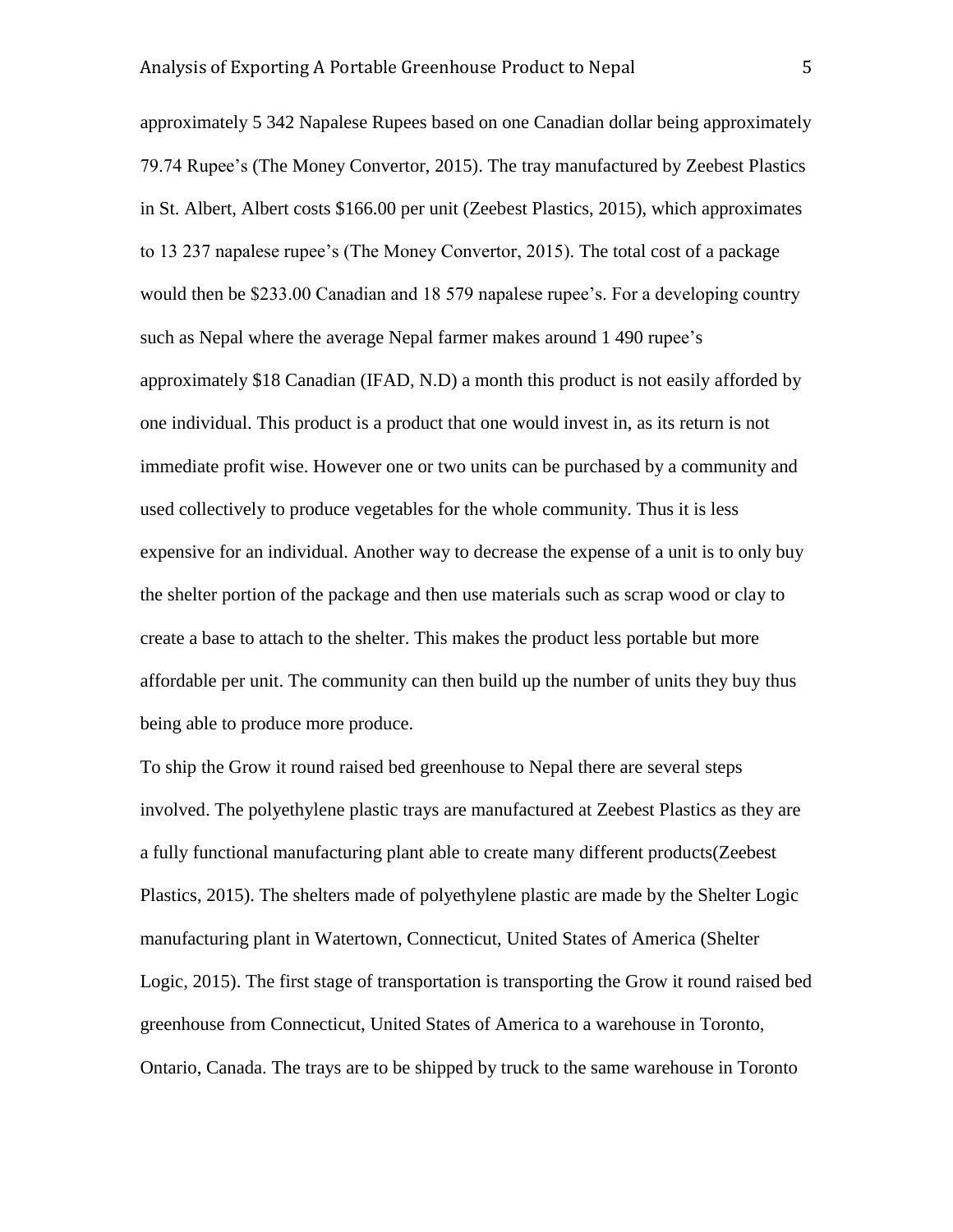approximately 5 342 Napalese Rupees based on one Canadian dollar being approximately 79.74 Rupee's (The Money Convertor, 2015). The tray manufactured by Zeebest Plastics in St. Albert, Albert costs $166.00 per unit (Zeebest Plastics, 2015), which approximates to 13 237 napalese rupee's (The Money Convertor, 2015). The total cost of a package would then be $233.00 Canadian and 18 579 napalese rupee's. For a developing country such as Nepal where the average Nepal farmer makes around 1 490 rupee's approximately $18 Canadian (IFAD, N.D) a month this product is not easily afforded by one individual. This product is a product that one would invest in, as its return is not immediate profit wise. However one or two units can be purchased by a community and used collectively to produce vegetables for the whole community. Thus it is less expensive for an individual. Another way to decrease the expense of a unit is to only buy the shelter portion of the package and then use materials such as scrap wood or clay to create a base to attach to the shelter. This makes the product less portable but more affordable per unit. The community can then build up the number of units they buy thus being able to produce more produce.

To ship the Grow it round raised bed greenhouse to Nepal there are several steps involved. The polyethylene plastic trays are manufactured at Zeebest Plastics as they are a fully functional manufacturing plant able to create many different products(Zeebest Plastics, 2015). The shelters made of polyethylene plastic are made by the Shelter Logic manufacturing plant in Watertown, Connecticut, United States of America (Shelter Logic, 2015). The first stage of transportation is transporting the Grow it round raised bed greenhouse from Connecticut, United States of America to a warehouse in Toronto, Ontario, Canada. The trays are to be shipped by truck to the same warehouse in Toronto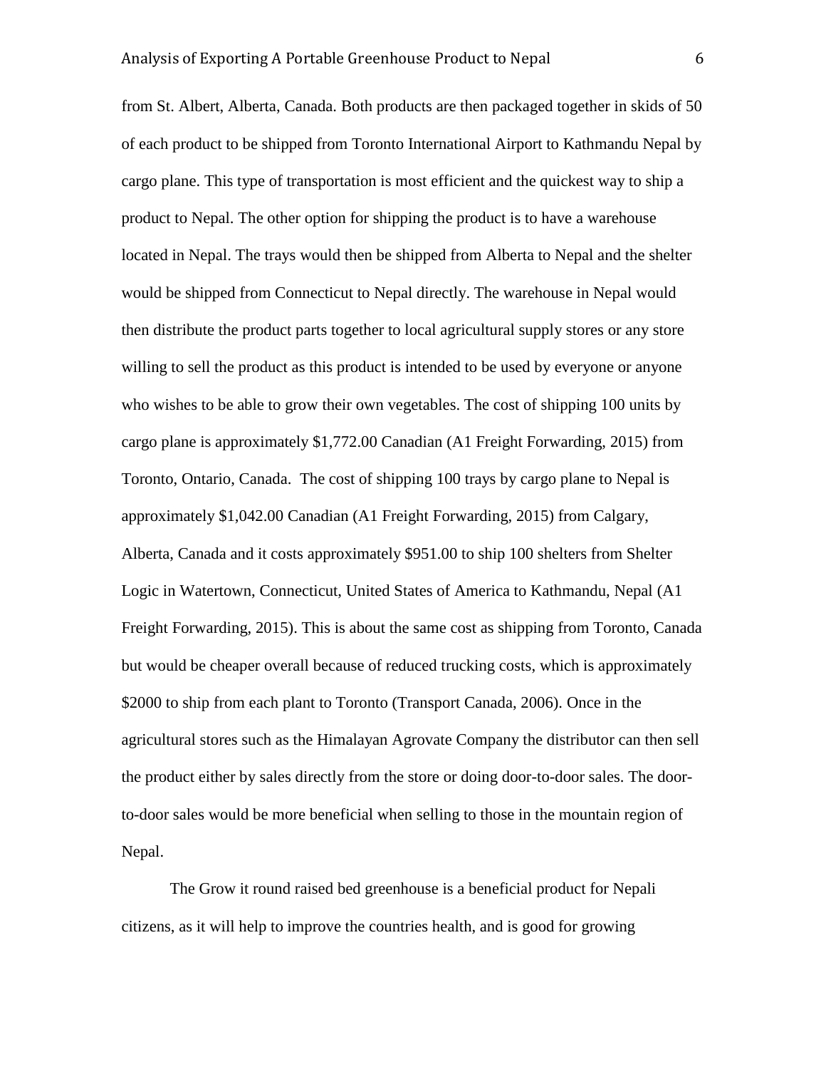from St. Albert, Alberta, Canada. Both products are then packaged together in skids of 50 of each product to be shipped from Toronto International Airport to Kathmandu Nepal by cargo plane. This type of transportation is most efficient and the quickest way to ship a product to Nepal. The other option for shipping the product is to have a warehouse located in Nepal. The trays would then be shipped from Alberta to Nepal and the shelter would be shipped from Connecticut to Nepal directly. The warehouse in Nepal would then distribute the product parts together to local agricultural supply stores or any store willing to sell the product as this product is intended to be used by everyone or anyone who wishes to be able to grow their own vegetables. The cost of shipping 100 units by cargo plane is approximately $1,772.00 Canadian (A1 Freight Forwarding, 2015) from Toronto, Ontario, Canada. The cost of shipping 100 trays by cargo plane to Nepal is approximately $1,042.00 Canadian (A1 Freight Forwarding, 2015) from Calgary, Alberta, Canada and it costs approximately $951.00 to ship 100 shelters from Shelter Logic in Watertown, Connecticut, United States of America to Kathmandu, Nepal (A1 Freight Forwarding, 2015). This is about the same cost as shipping from Toronto, Canada but would be cheaper overall because of reduced trucking costs, which is approximately $2000 to ship from each plant to Toronto (Transport Canada, 2006). Once in the agricultural stores such as the Himalayan Agrovate Company the distributor can then sell the product either by sales directly from the store or doing door-to-door sales. The door-to-door sales would be more beneficial when selling to those in the mountain region of Nepal.

The Grow it round raised bed greenhouse is a beneficial product for Nepali citizens, as it will help to improve the countries health, and is good for growing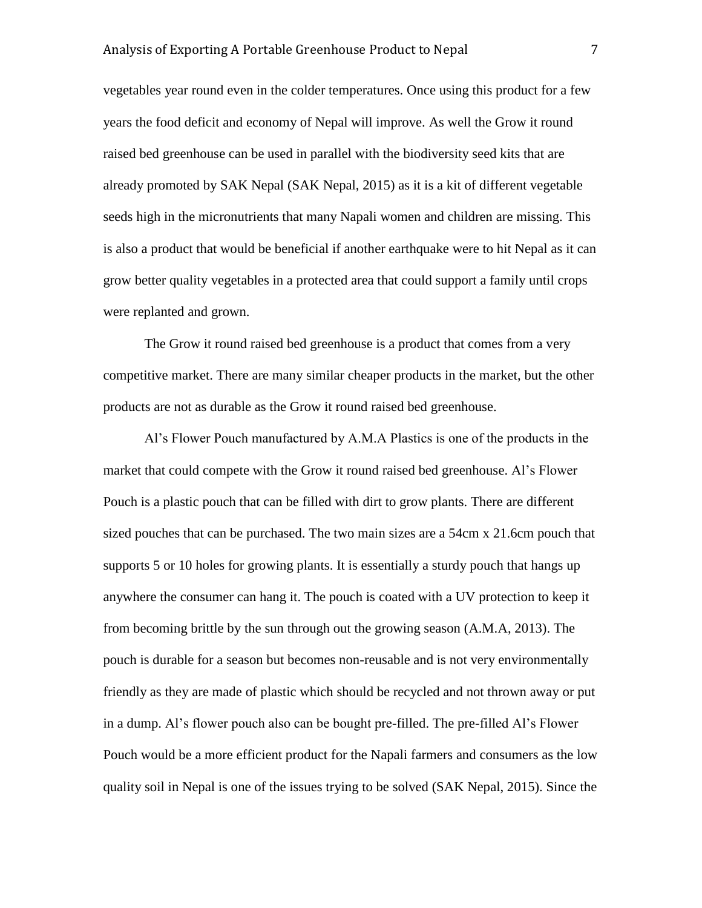vegetables year round even in the colder temperatures. Once using this product for a few years the food deficit and economy of Nepal will improve. As well the Grow it round raised bed greenhouse can be used in parallel with the biodiversity seed kits that are already promoted by SAK Nepal (SAK Nepal, 2015) as it is a kit of different vegetable seeds high in the micronutrients that many Napali women and children are missing. This is also a product that would be beneficial if another earthquake were to hit Nepal as it can grow better quality vegetables in a protected area that could support a family until crops were replanted and grown.

The Grow it round raised bed greenhouse is a product that comes from a very competitive market. There are many similar cheaper products in the market, but the other products are not as durable as the Grow it round raised bed greenhouse.

Al's Flower Pouch manufactured by A.M.A Plastics is one of the products in the market that could compete with the Grow it round raised bed greenhouse. Al's Flower Pouch is a plastic pouch that can be filled with dirt to grow plants. There are different sized pouches that can be purchased. The two main sizes are a 54cm x 21.6cm pouch that supports 5 or 10 holes for growing plants. It is essentially a sturdy pouch that hangs up anywhere the consumer can hang it. The pouch is coated with a UV protection to keep it from becoming brittle by the sun through out the growing season (A.M.A, 2013). The pouch is durable for a season but becomes non-reusable and is not very environmentally friendly as they are made of plastic which should be recycled and not thrown away or put in a dump. Al's flower pouch also can be bought pre-filled. The pre-filled Al's Flower Pouch would be a more efficient product for the Napali farmers and consumers as the low quality soil in Nepal is one of the issues trying to be solved (SAK Nepal, 2015). Since the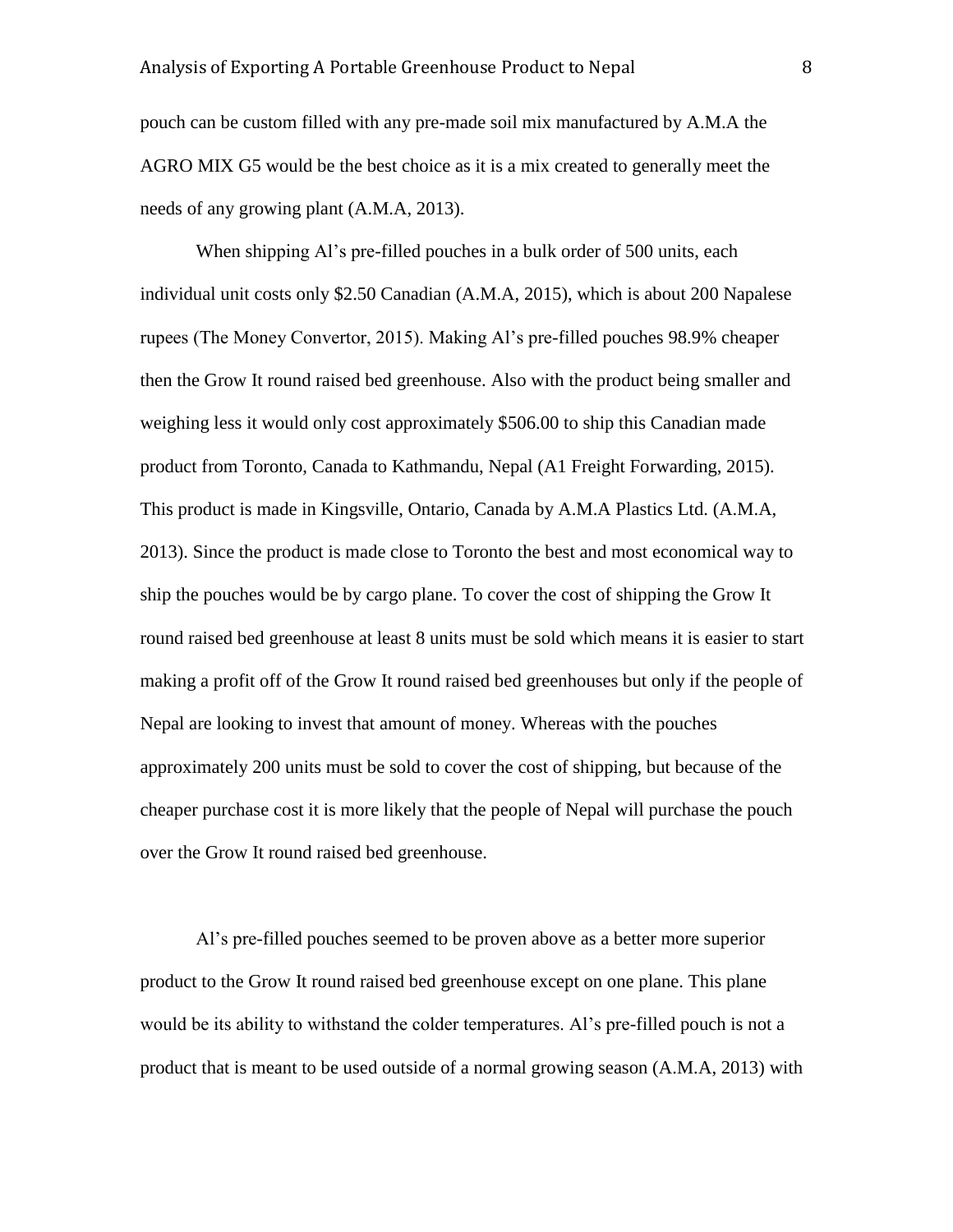pouch can be custom filled with any pre-made soil mix manufactured by A.M.A the AGRO MIX G5 would be the best choice as it is a mix created to generally meet the needs of any growing plant (A.M.A, 2013).

When shipping Al's pre-filled pouches in a bulk order of 500 units, each individual unit costs only $2.50 Canadian (A.M.A, 2015), which is about 200 Napalese rupees (The Money Convertor, 2015). Making Al's pre-filled pouches 98.9% cheaper then the Grow It round raised bed greenhouse. Also with the product being smaller and weighing less it would only cost approximately $506.00 to ship this Canadian made product from Toronto, Canada to Kathmandu, Nepal (A1 Freight Forwarding, 2015). This product is made in Kingsville, Ontario, Canada by A.M.A Plastics Ltd. (A.M.A, 2013). Since the product is made close to Toronto the best and most economical way to ship the pouches would be by cargo plane. To cover the cost of shipping the Grow It round raised bed greenhouse at least 8 units must be sold which means it is easier to start making a profit off of the Grow It round raised bed greenhouses but only if the people of Nepal are looking to invest that amount of money. Whereas with the pouches approximately 200 units must be sold to cover the cost of shipping, but because of the cheaper purchase cost it is more likely that the people of Nepal will purchase the pouch over the Grow It round raised bed greenhouse.

Al's pre-filled pouches seemed to be proven above as a better more superior product to the Grow It round raised bed greenhouse except on one plane. This plane would be its ability to withstand the colder temperatures. Al's pre-filled pouch is not a product that is meant to be used outside of a normal growing season (A.M.A, 2013) with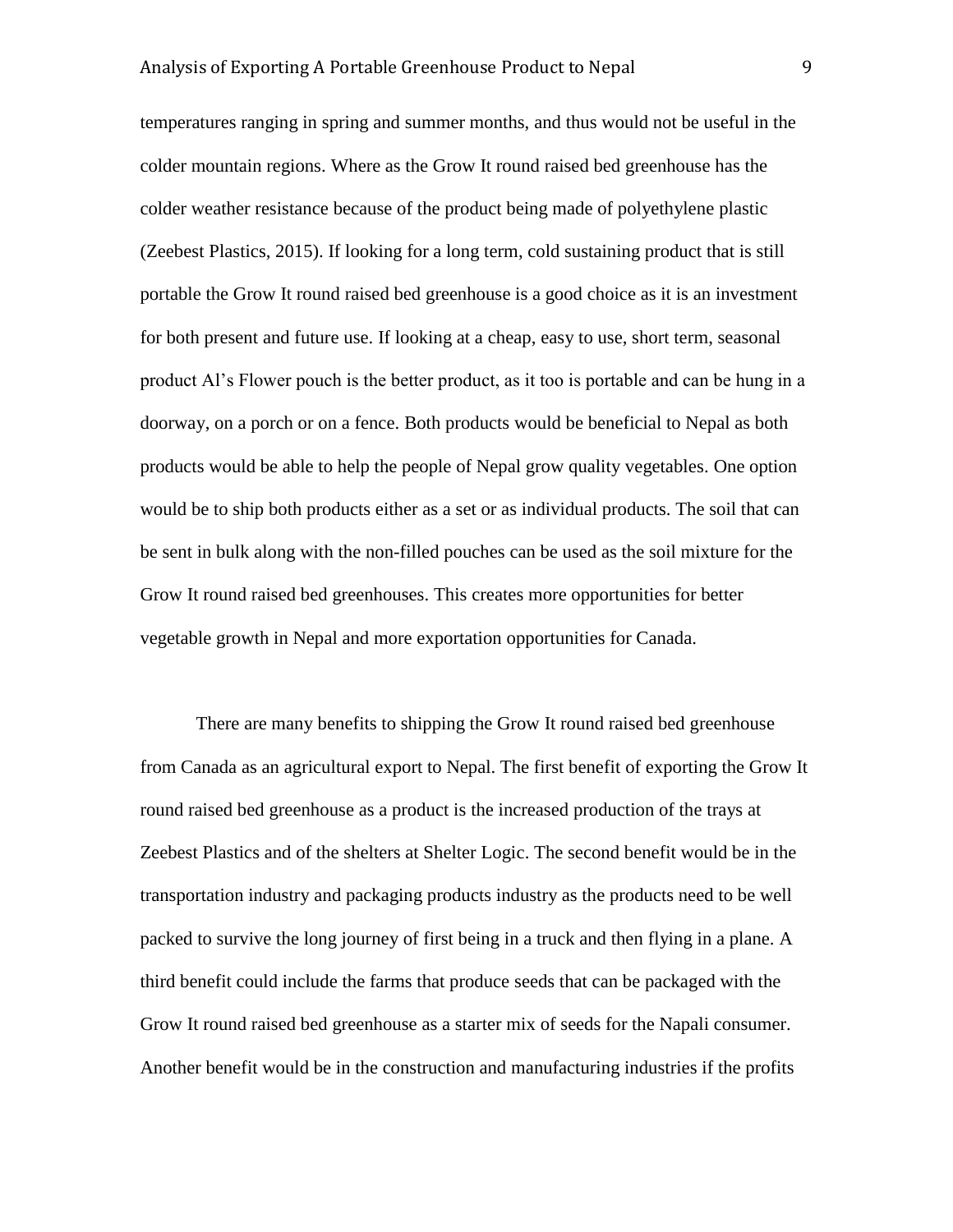temperatures ranging in spring and summer months, and thus would not be useful in the colder mountain regions. Where as the Grow It round raised bed greenhouse has the colder weather resistance because of the product being made of polyethylene plastic (Zeebest Plastics, 2015). If looking for a long term, cold sustaining product that is still portable the Grow It round raised bed greenhouse is a good choice as it is an investment for both present and future use. If looking at a cheap, easy to use, short term, seasonal product Al's Flower pouch is the better product, as it too is portable and can be hung in a doorway, on a porch or on a fence. Both products would be beneficial to Nepal as both products would be able to help the people of Nepal grow quality vegetables. One option would be to ship both products either as a set or as individual products. The soil that can be sent in bulk along with the non-filled pouches can be used as the soil mixture for the Grow It round raised bed greenhouses. This creates more opportunities for better vegetable growth in Nepal and more exportation opportunities for Canada.

There are many benefits to shipping the Grow It round raised bed greenhouse from Canada as an agricultural export to Nepal. The first benefit of exporting the Grow It round raised bed greenhouse as a product is the increased production of the trays at Zeebest Plastics and of the shelters at Shelter Logic. The second benefit would be in the transportation industry and packaging products industry as the products need to be well packed to survive the long journey of first being in a truck and then flying in a plane. A third benefit could include the farms that produce seeds that can be packaged with the Grow It round raised bed greenhouse as a starter mix of seeds for the Napali consumer. Another benefit would be in the construction and manufacturing industries if the profits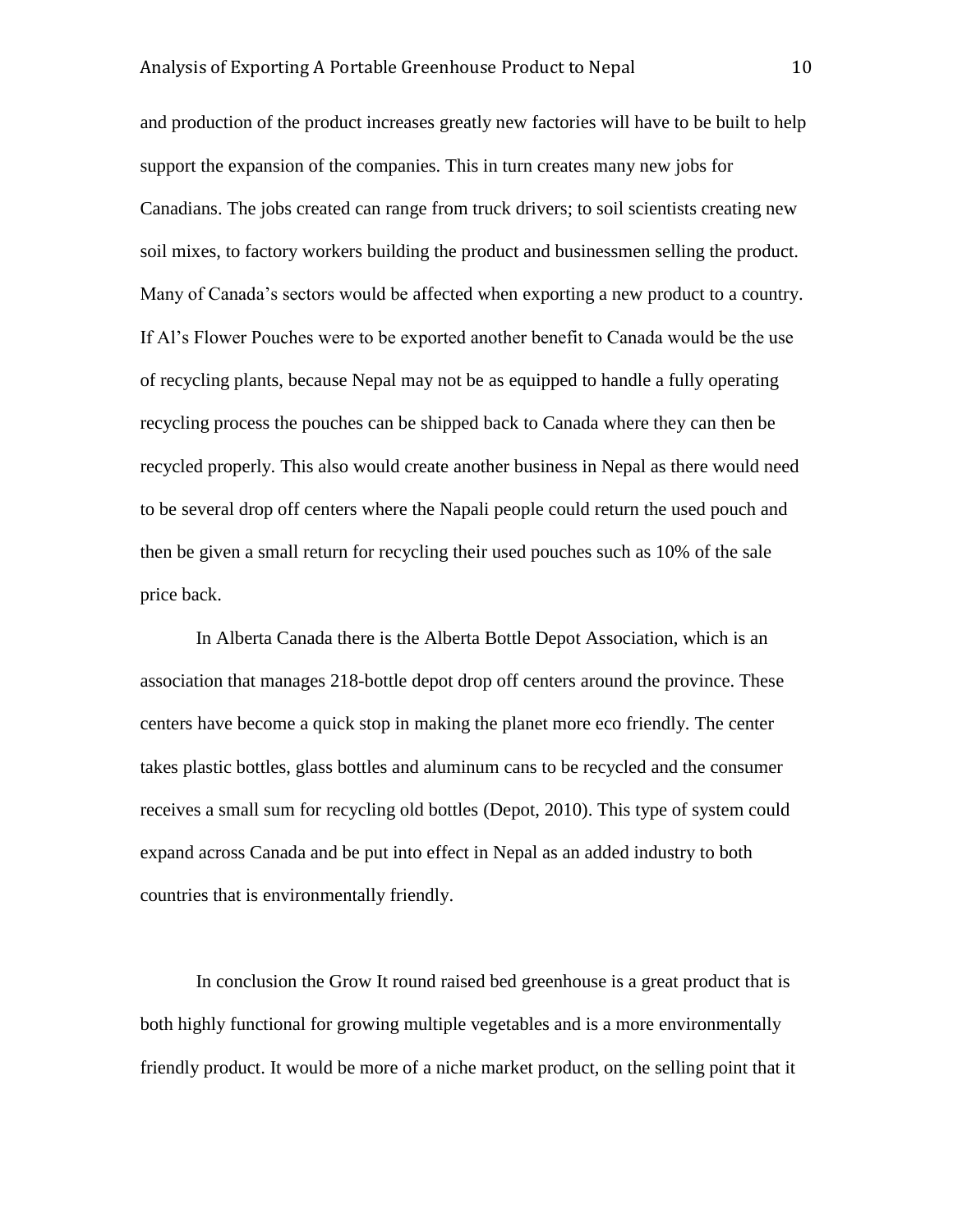and production of the product increases greatly new factories will have to be built to help support the expansion of the companies. This in turn creates many new jobs for Canadians. The jobs created can range from truck drivers; to soil scientists creating new soil mixes, to factory workers building the product and businessmen selling the product. Many of Canada's sectors would be affected when exporting a new product to a country. If Al's Flower Pouches were to be exported another benefit to Canada would be the use of recycling plants, because Nepal may not be as equipped to handle a fully operating recycling process the pouches can be shipped back to Canada where they can then be recycled properly. This also would create another business in Nepal as there would need to be several drop off centers where the Napali people could return the used pouch and then be given a small return for recycling their used pouches such as 10% of the sale price back.

In Alberta Canada there is the Alberta Bottle Depot Association, which is an association that manages 218-bottle depot drop off centers around the province. These centers have become a quick stop in making the planet more eco friendly. The center takes plastic bottles, glass bottles and aluminum cans to be recycled and the consumer receives a small sum for recycling old bottles (Depot, 2010). This type of system could expand across Canada and be put into effect in Nepal as an added industry to both countries that is environmentally friendly.

In conclusion the Grow It round raised bed greenhouse is a great product that is both highly functional for growing multiple vegetables and is a more environmentally friendly product. It would be more of a niche market product, on the selling point that it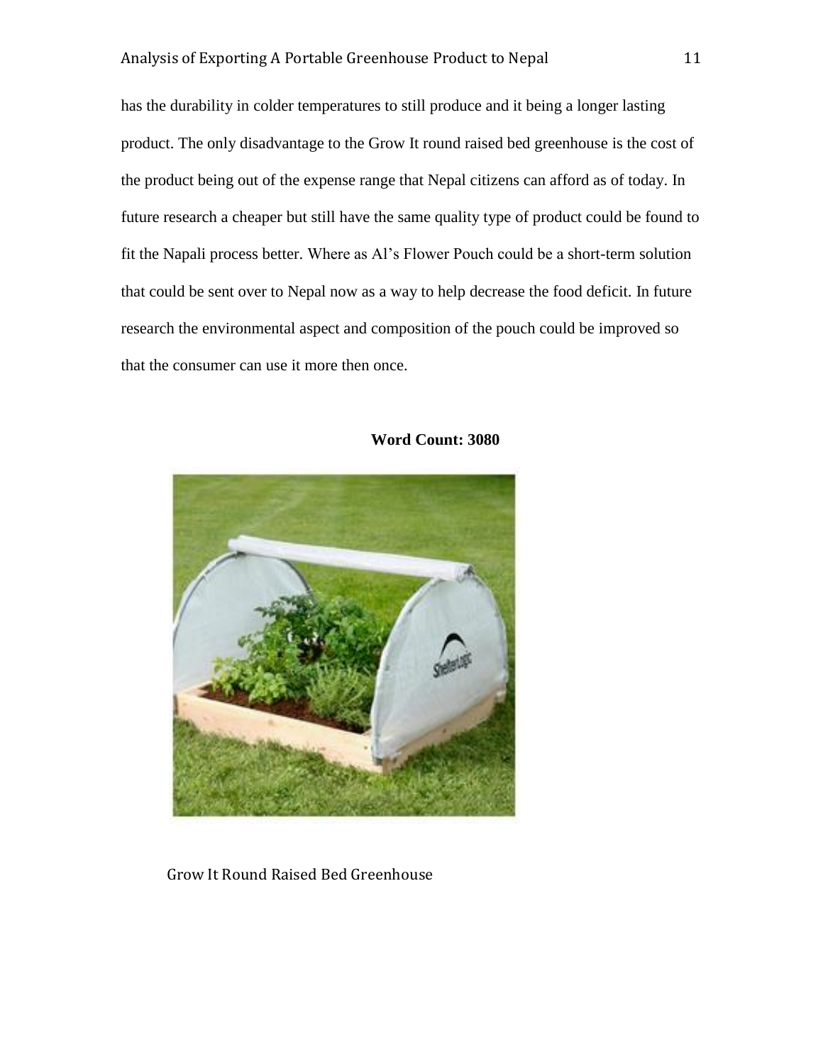has the durability in colder temperatures to still produce and it being a longer lasting product. The only disadvantage to the Grow It round raised bed greenhouse is the cost of the product being out of the expense range that Nepal citizens can afford as of today. In future research a cheaper but still have the same quality type of product could be found to fit the Napali process better. Where as Al's Flower Pouch could be a short-term solution that could be sent over to Nepal now as a way to help decrease the food deficit. In future research the environmental aspect and composition of the pouch could be improved so that the consumer can use it more then once.

**Word Count: 3080**

Grow It Round Raised Bed Greenhouse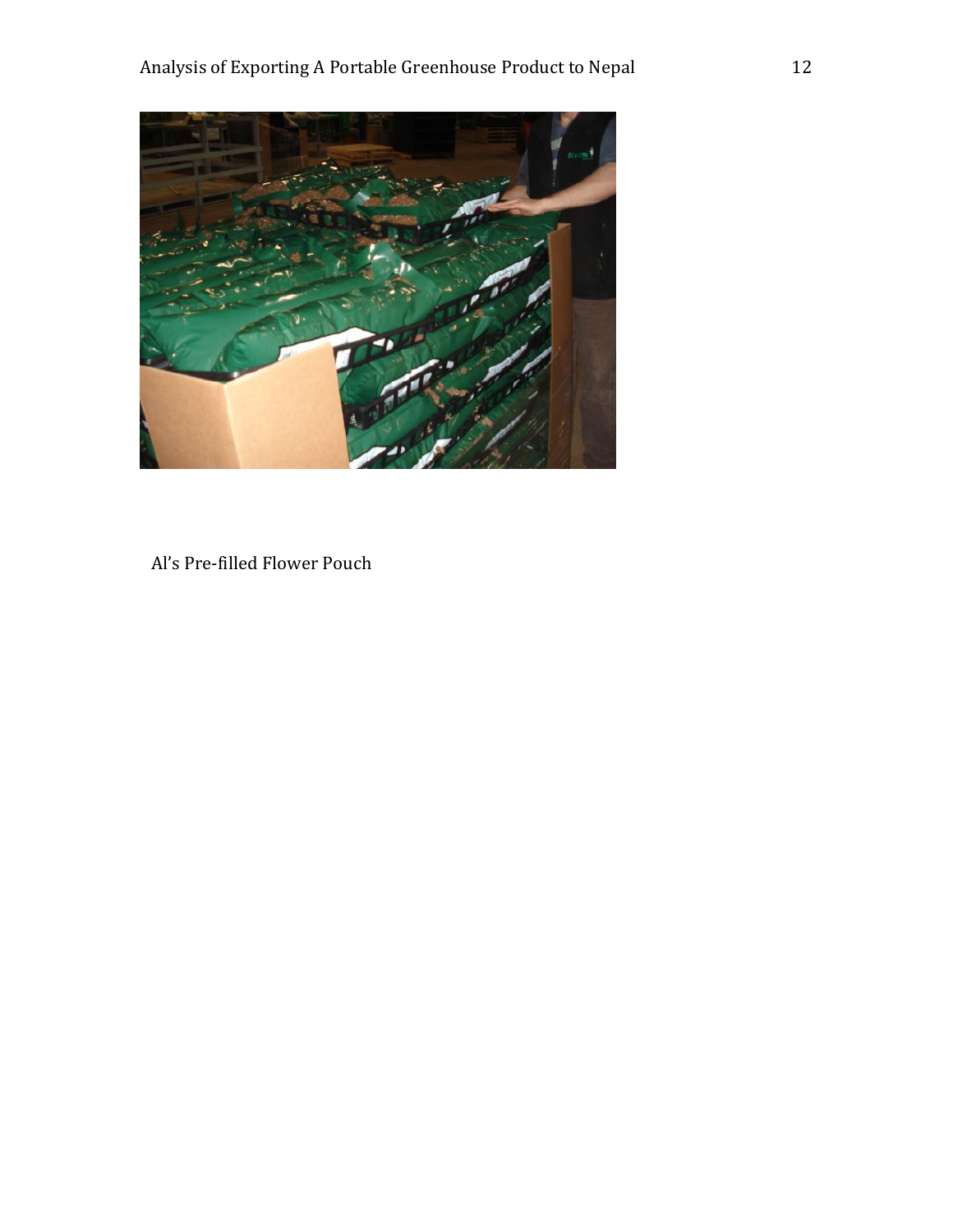Al's Pre-filled Flower Pouch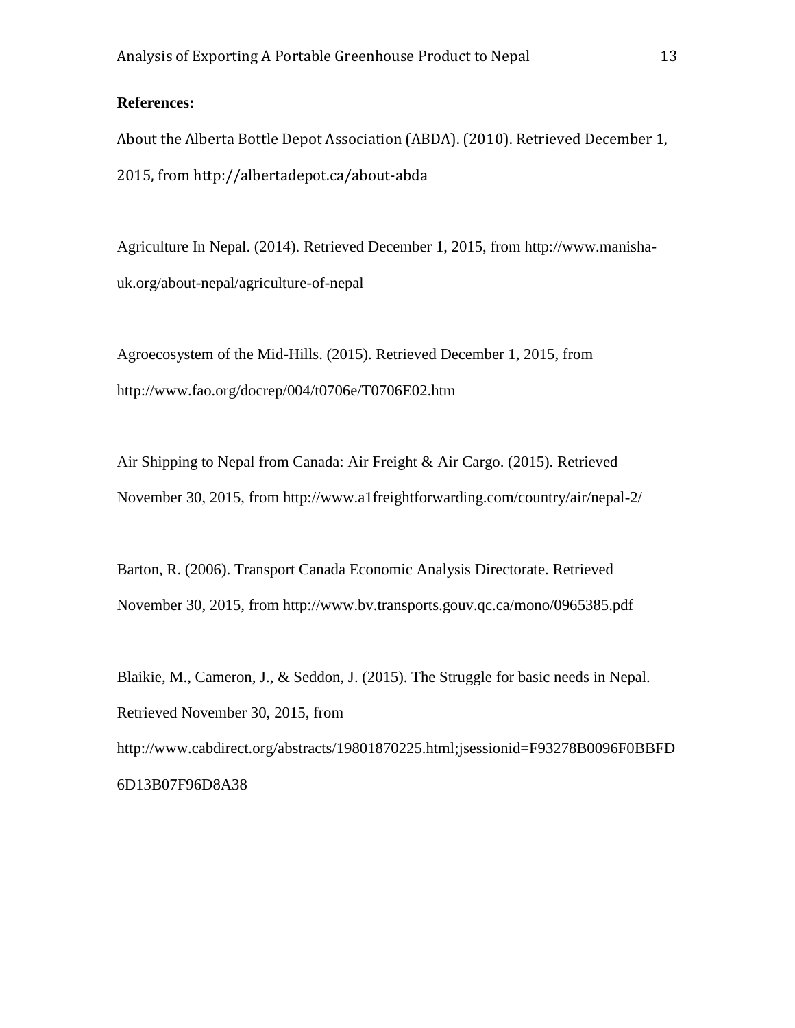**References:**

About the Alberta Bottle Depot Association (ABDA). (2010). Retrieved December 1, 2015, from http://albertadepot.ca/about-abda

Agriculture In Nepal. (2014). Retrieved December 1, 2015, from http://www.manisha-uk.org/about-nepal/agriculture-of-nepal

Agroecosystem of the Mid-Hills. (2015). Retrieved December 1, 2015, from http://www.fao.org/docrep/004/t0706e/T0706E02.htm

Air Shipping to Nepal from Canada: Air Freight & Air Cargo. (2015). Retrieved November 30, 2015, from http://www.a1freightforwarding.com/country/air/nepal-2/

Barton, R. (2006). Transport Canada Economic Analysis Directorate. Retrieved November 30, 2015, from http://www.bv.transports.gouv.qc.ca/mono/0965385.pdf

Blaikie, M., Cameron, J., & Seddon, J. (2015). The Struggle for basic needs in Nepal. Retrieved November 30, 2015, from http://www.cabdirect.org/abstracts/19801870225.html;jsessionid=F93278B0096F0BBFD6D13B07F96D8A38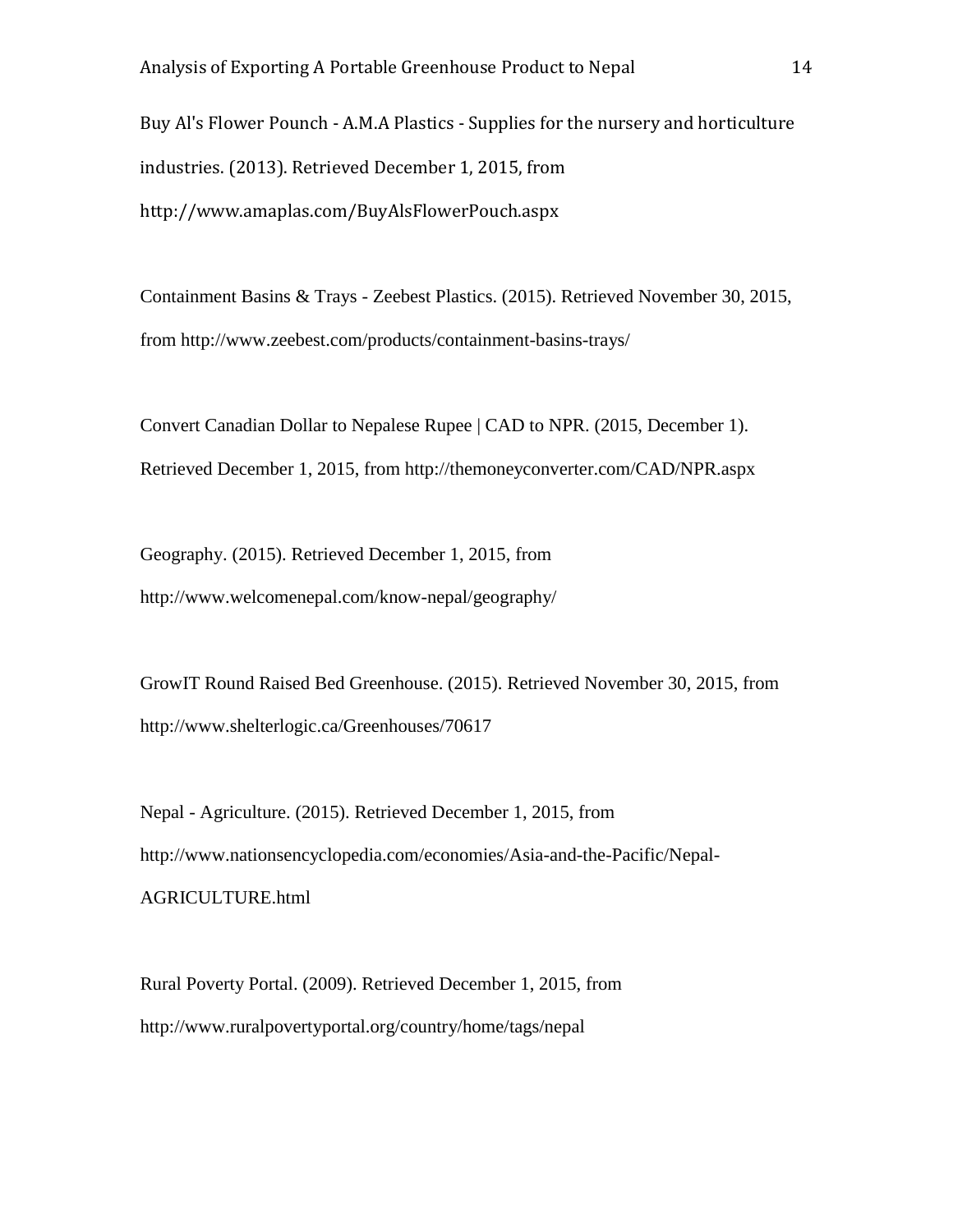Buy Al's Flower Pounch - A.M.A Plastics - Supplies for the nursery and horticulture industries. (2013). Retrieved December 1, 2015, from http://www.amaplas.com/BuyAlsFlowerPouch.aspx

Containment Basins & Trays - Zeebest Plastics. (2015). Retrieved November 30, 2015, from http://www.zeebest.com/products/containment-basins-trays/

Convert Canadian Dollar to Nepalese Rupee | CAD to NPR. (2015, December 1). Retrieved December 1, 2015, from http://themoneyconverter.com/CAD/NPR.aspx

Geography. (2015). Retrieved December 1, 2015, from http://www.welcomenepal.com/know-nepal/geography/

GrowIT Round Raised Bed Greenhouse. (2015). Retrieved November 30, 2015, from http://www.shelterlogic.ca/Greenhouses/70617

Nepal - Agriculture. (2015). Retrieved December 1, 2015, from http://www.nationsencyclopedia.com/economies/Asia-and-the-Pacific/Nepal-AGRICULTURE.html

Rural Poverty Portal. (2009). Retrieved December 1, 2015, from http://www.ruralpovertyportal.org/country/home/tags/nepal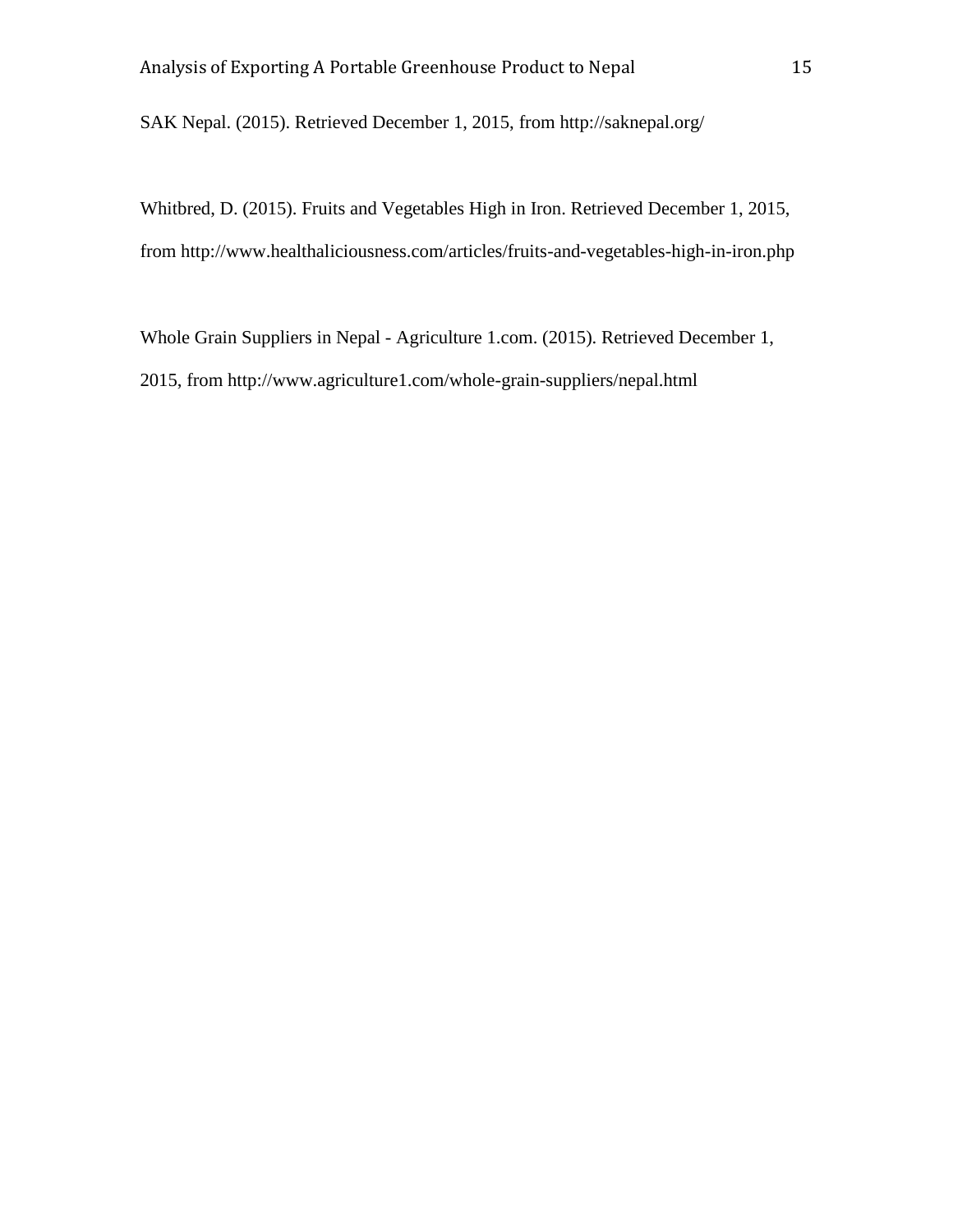SAK Nepal. (2015). Retrieved December 1, 2015, from http://saknepal.org/

Whitbred, D. (2015). Fruits and Vegetables High in Iron. Retrieved December 1, 2015, from http://www.healthaliciousness.com/articles/fruits-and-vegetables-high-in-iron.php

Whole Grain Suppliers in Nepal - Agriculture 1.com. (2015). Retrieved December 1, 2015, from http://www.agriculture1.com/whole-grain-suppliers/nepal.html